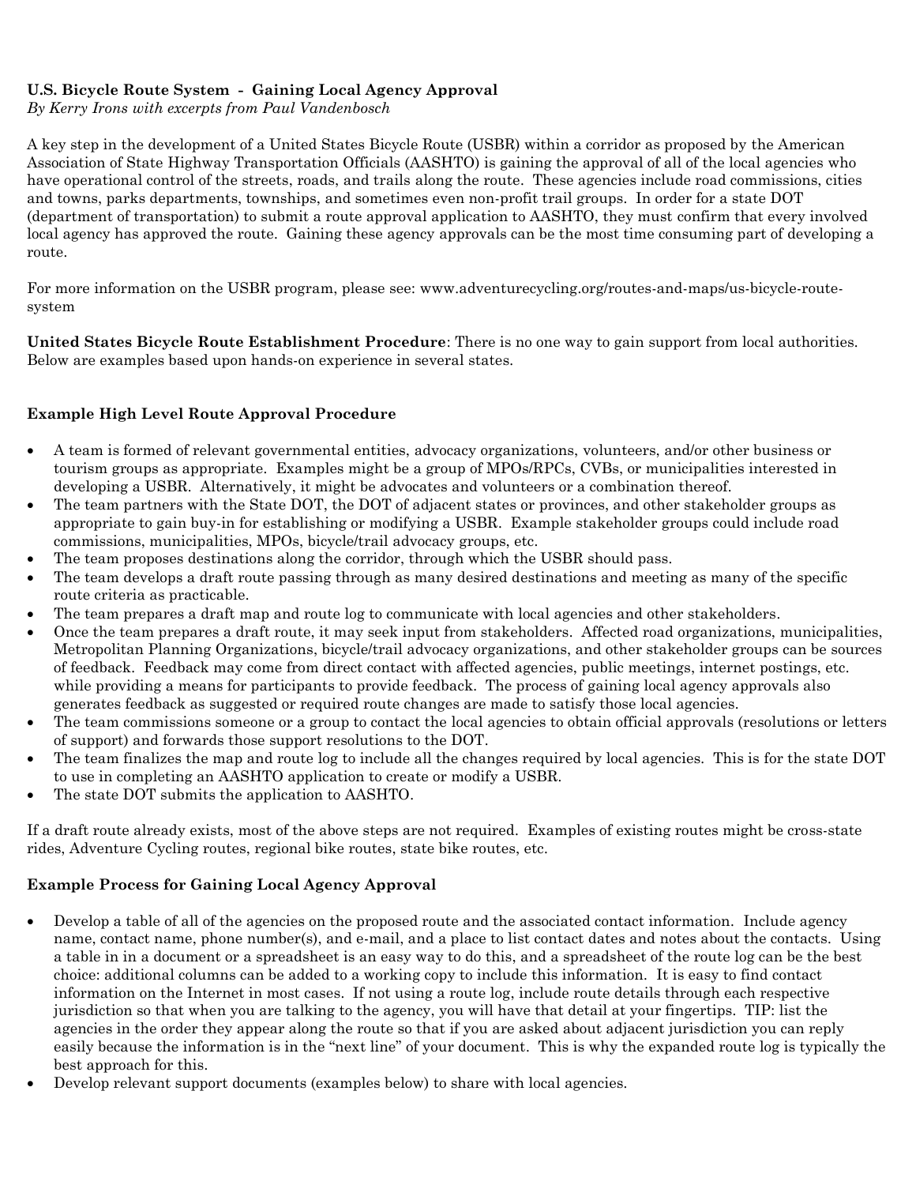**U.S. Bicycle Route System - Gaining Local Agency Approval**

*By Kerry Irons with excerpts from Paul Vandenbosch*

A key step in the development of a United States Bicycle Route (USBR) within a corridor as proposed by the American Association of State Highway Transportation Officials (AASHTO) is gaining the approval of all of the local agencies who have operational control of the streets, roads, and trails along the route. These agencies include road commissions, cities and towns, parks departments, townships, and sometimes even non-profit trail groups. In order for a state DOT (department of transportation) to submit a route approval application to AASHTO, they must confirm that every involved local agency has approved the route. Gaining these agency approvals can be the most time consuming part of developing a route.

For more information on the USBR program, please see: www.adventurecycling.org/routes-and-maps/us-bicycle-route-system

**United States Bicycle Route Establishment Procedure**: There is no one way to gain support from local authorities. Below are examples based upon hands-on experience in several states.

**Example High Level Route Approval Procedure**

- A team is formed of relevant governmental entities, advocacy organizations, volunteers, and/or other business or tourism groups as appropriate. Examples might be a group of MPOs/RPCs, CVBs, or municipalities interested in developing a USBR. Alternatively, it might be advocates and volunteers or a combination thereof.
- The team partners with the State DOT, the DOT of adjacent states or provinces, and other stakeholder groups as appropriate to gain buy-in for establishing or modifying a USBR. Example stakeholder groups could include road commissions, municipalities, MPOs, bicycle/trail advocacy groups, etc.
- The team proposes destinations along the corridor, through which the USBR should pass.
- The team develops a draft route passing through as many desired destinations and meeting as many of the specific route criteria as practicable.
- The team prepares a draft map and route log to communicate with local agencies and other stakeholders.
- Once the team prepares a draft route, it may seek input from stakeholders. Affected road organizations, municipalities, Metropolitan Planning Organizations, bicycle/trail advocacy organizations, and other stakeholder groups can be sources of feedback. Feedback may come from direct contact with affected agencies, public meetings, internet postings, etc. while providing a means for participants to provide feedback. The process of gaining local agency approvals also generates feedback as suggested or required route changes are made to satisfy those local agencies.
- The team commissions someone or a group to contact the local agencies to obtain official approvals (resolutions or letters of support) and forwards those support resolutions to the DOT.
- The team finalizes the map and route log to include all the changes required by local agencies. This is for the state DOT to use in completing an AASHTO application to create or modify a USBR.
- The state DOT submits the application to AASHTO.

If a draft route already exists, most of the above steps are not required. Examples of existing routes might be cross-state rides, Adventure Cycling routes, regional bike routes, state bike routes, etc.

**Example Process for Gaining Local Agency Approval**

- Develop a table of all of the agencies on the proposed route and the associated contact information. Include agency name, contact name, phone number(s), and e-mail, and a place to list contact dates and notes about the contacts. Using a table in in a document or a spreadsheet is an easy way to do this, and a spreadsheet of the route log can be the best choice: additional columns can be added to a working copy to include this information. It is easy to find contact information on the Internet in most cases. If not using a route log, include route details through each respective jurisdiction so that when you are talking to the agency, you will have that detail at your fingertips. TIP: list the agencies in the order they appear along the route so that if you are asked about adjacent jurisdiction you can reply easily because the information is in the "next line" of your document. This is why the expanded route log is typically the best approach for this.
- Develop relevant support documents (examples below) to share with local agencies.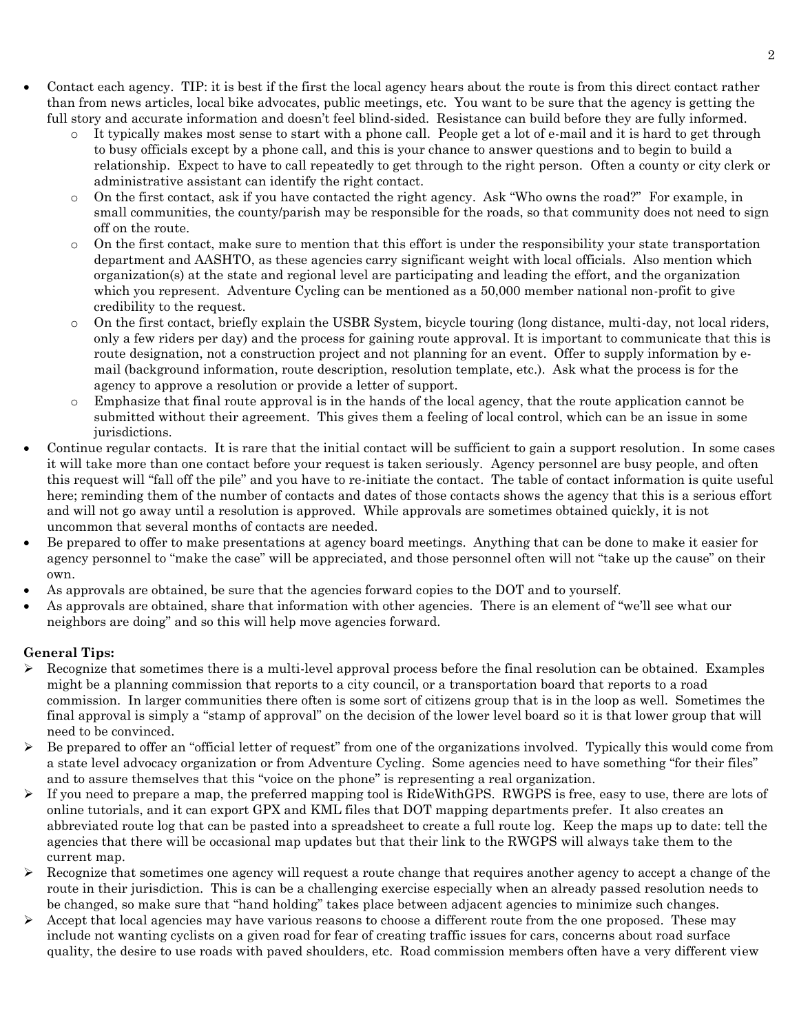- Contact each agency. TIP: it is best if the first the local agency hears about the route is from this direct contact rather than from news articles, local bike advocates, public meetings, etc. You want to be sure that the agency is getting the full story and accurate information and doesn't feel blind-sided. Resistance can build before they are fully informed.
  - It typically makes most sense to start with a phone call. People get a lot of e-mail and it is hard to get through to busy officials except by a phone call, and this is your chance to answer questions and to begin to build a relationship. Expect to have to call repeatedly to get through to the right person. Often a county or city clerk or administrative assistant can identify the right contact.
  - On the first contact, ask if you have contacted the right agency. Ask "Who owns the road?" For example, in small communities, the county/parish may be responsible for the roads, so that community does not need to sign off on the route.
  - On the first contact, make sure to mention that this effort is under the responsibility your state transportation department and AASHTO, as these agencies carry significant weight with local officials. Also mention which organization(s) at the state and regional level are participating and leading the effort, and the organization which you represent. Adventure Cycling can be mentioned as a 50,000 member national non-profit to give credibility to the request.
  - On the first contact, briefly explain the USBR System, bicycle touring (long distance, multi-day, not local riders, only a few riders per day) and the process for gaining route approval. It is important to communicate that this is route designation, not a construction project and not planning for an event. Offer to supply information by e-mail (background information, route description, resolution template, etc.). Ask what the process is for the agency to approve a resolution or provide a letter of support.
  - Emphasize that final route approval is in the hands of the local agency, that the route application cannot be submitted without their agreement. This gives them a feeling of local control, which can be an issue in some jurisdictions.
- Continue regular contacts. It is rare that the initial contact will be sufficient to gain a support resolution. In some cases it will take more than one contact before your request is taken seriously. Agency personnel are busy people, and often this request will "fall off the pile" and you have to re-initiate the contact. The table of contact information is quite useful here; reminding them of the number of contacts and dates of those contacts shows the agency that this is a serious effort and will not go away until a resolution is approved. While approvals are sometimes obtained quickly, it is not uncommon that several months of contacts are needed.
- Be prepared to offer to make presentations at agency board meetings. Anything that can be done to make it easier for agency personnel to "make the case" will be appreciated, and those personnel often will not "take up the cause" on their own.
- As approvals are obtained, be sure that the agencies forward copies to the DOT and to yourself.
- As approvals are obtained, share that information with other agencies. There is an element of "we'll see what our neighbors are doing" and so this will help move agencies forward.

**General Tips:**

- Recognize that sometimes there is a multi-level approval process before the final resolution can be obtained. Examples might be a planning commission that reports to a city council, or a transportation board that reports to a road commission. In larger communities there often is some sort of citizens group that is in the loop as well. Sometimes the final approval is simply a "stamp of approval" on the decision of the lower level board so it is that lower group that will need to be convinced.
- Be prepared to offer an "official letter of request" from one of the organizations involved. Typically this would come from a state level advocacy organization or from Adventure Cycling. Some agencies need to have something "for their files" and to assure themselves that this "voice on the phone" is representing a real organization.
- If you need to prepare a map, the preferred mapping tool is RideWithGPS. RWGPS is free, easy to use, there are lots of online tutorials, and it can export GPX and KML files that DOT mapping departments prefer. It also creates an abbreviated route log that can be pasted into a spreadsheet to create a full route log. Keep the maps up to date: tell the agencies that there will be occasional map updates but that their link to the RWGPS will always take them to the current map.
- Recognize that sometimes one agency will request a route change that requires another agency to accept a change of the route in their jurisdiction. This is can be a challenging exercise especially when an already passed resolution needs to be changed, so make sure that "hand holding" takes place between adjacent agencies to minimize such changes.
- Accept that local agencies may have various reasons to choose a different route from the one proposed. These may include not wanting cyclists on a given road for fear of creating traffic issues for cars, concerns about road surface quality, the desire to use roads with paved shoulders, etc. Road commission members often have a very different view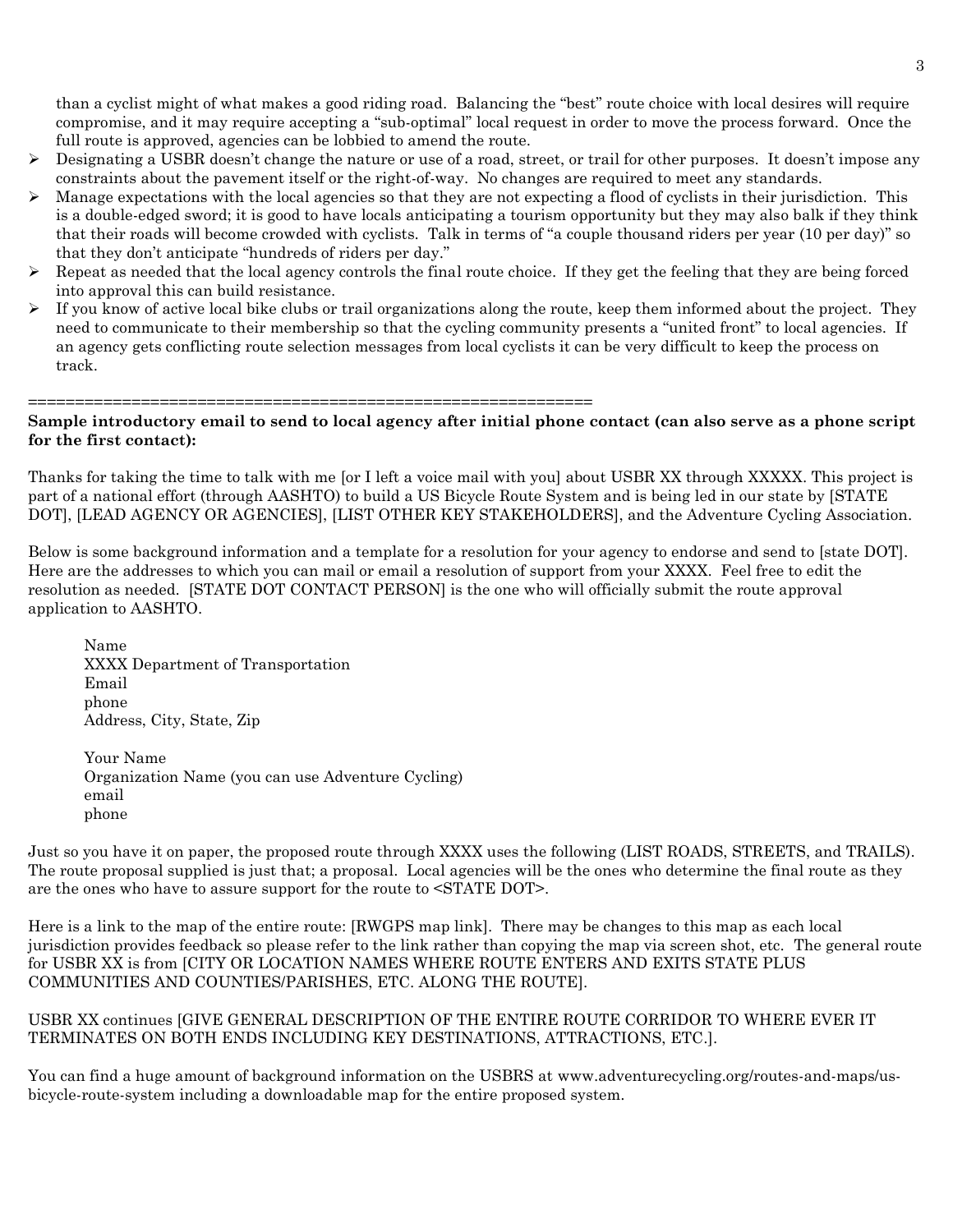than a cyclist might of what makes a good riding road. Balancing the "best" route choice with local desires will require compromise, and it may require accepting a "sub-optimal" local request in order to move the process forward. Once the full route is approved, agencies can be lobbied to amend the route.

- Designating a USBR doesn't change the nature or use of a road, street, or trail for other purposes. It doesn't impose any constraints about the pavement itself or the right-of-way. No changes are required to meet any standards.
- Manage expectations with the local agencies so that they are not expecting a flood of cyclists in their jurisdiction. This is a double-edged sword; it is good to have locals anticipating a tourism opportunity but they may also balk if they think that their roads will become crowded with cyclists. Talk in terms of "a couple thousand riders per year (10 per day)" so that they don't anticipate "hundreds of riders per day."
- Repeat as needed that the local agency controls the final route choice. If they get the feeling that they are being forced into approval this can build resistance.
- If you know of active local bike clubs or trail organizations along the route, keep them informed about the project. They need to communicate to their membership so that the cycling community presents a "united front" to local agencies. If an agency gets conflicting route selection messages from local cyclists it can be very difficult to keep the process on track.

==============================================================

**Sample introductory email to send to local agency after initial phone contact (can also serve as a phone script for the first contact):**

Thanks for taking the time to talk with me [or I left a voice mail with you] about USBR XX through XXXXX. This project is part of a national effort (through AASHTO) to build a US Bicycle Route System and is being led in our state by [STATE DOT], [LEAD AGENCY OR AGENCIES], [LIST OTHER KEY STAKEHOLDERS], and the Adventure Cycling Association.

Below is some background information and a template for a resolution for your agency to endorse and send to [state DOT]. Here are the addresses to which you can mail or email a resolution of support from your XXXX. Feel free to edit the resolution as needed. [STATE DOT CONTACT PERSON] is the one who will officially submit the route approval application to AASHTO.

Name
XXXX Department of Transportation
Email
phone
Address, City, State, Zip

Your Name
Organization Name (you can use Adventure Cycling)
email
phone

Just so you have it on paper, the proposed route through XXXX uses the following (LIST ROADS, STREETS, and TRAILS). The route proposal supplied is just that; a proposal. Local agencies will be the ones who determine the final route as they are the ones who have to assure support for the route to <STATE DOT>.

Here is a link to the map of the entire route: [RWGPS map link]. There may be changes to this map as each local jurisdiction provides feedback so please refer to the link rather than copying the map via screen shot, etc. The general route for USBR XX is from [CITY OR LOCATION NAMES WHERE ROUTE ENTERS AND EXITS STATE PLUS COMMUNITIES AND COUNTIES/PARISHES, ETC. ALONG THE ROUTE].

USBR XX continues [GIVE GENERAL DESCRIPTION OF THE ENTIRE ROUTE CORRIDOR TO WHERE EVER IT TERMINATES ON BOTH ENDS INCLUDING KEY DESTINATIONS, ATTRACTIONS, ETC.].

You can find a huge amount of background information on the USBRS at www.adventurecycling.org/routes-and-maps/us-bicycle-route-system including a downloadable map for the entire proposed system.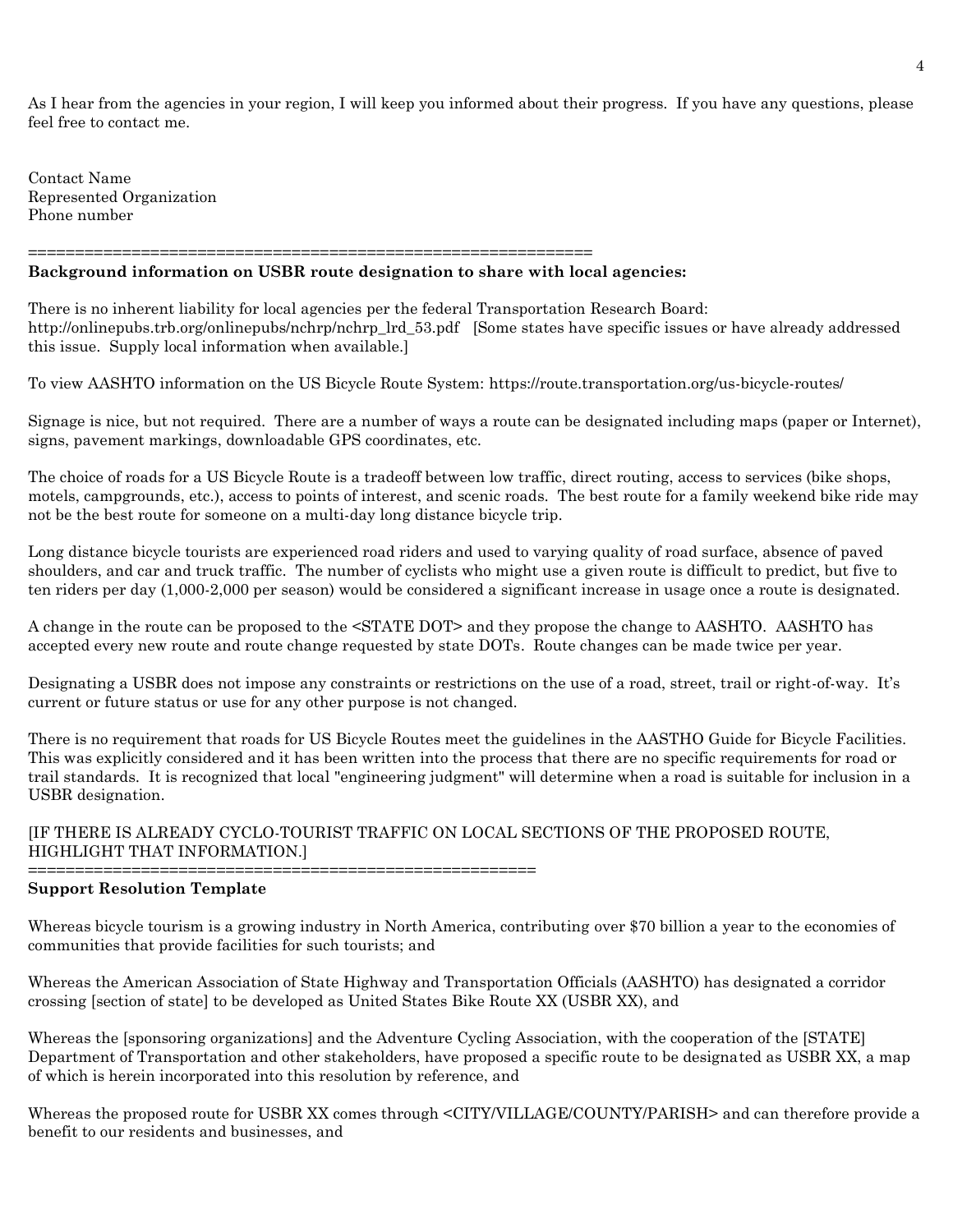As I hear from the agencies in your region, I will keep you informed about their progress. If you have any questions, please feel free to contact me.

Contact Name
Represented Organization
Phone number

==============================================================

**Background information on USBR route designation to share with local agencies:**

There is no inherent liability for local agencies per the federal Transportation Research Board: http://onlinepubs.trb.org/onlinepubs/nchrp/nchrp_lrd_53.pdf [Some states have specific issues or have already addressed this issue. Supply local information when available.]

To view AASHTO information on the US Bicycle Route System: https://route.transportation.org/us-bicycle-routes/

Signage is nice, but not required. There are a number of ways a route can be designated including maps (paper or Internet), signs, pavement markings, downloadable GPS coordinates, etc.

The choice of roads for a US Bicycle Route is a tradeoff between low traffic, direct routing, access to services (bike shops, motels, campgrounds, etc.), access to points of interest, and scenic roads. The best route for a family weekend bike ride may not be the best route for someone on a multi-day long distance bicycle trip.

Long distance bicycle tourists are experienced road riders and used to varying quality of road surface, absence of paved shoulders, and car and truck traffic. The number of cyclists who might use a given route is difficult to predict, but five to ten riders per day (1,000-2,000 per season) would be considered a significant increase in usage once a route is designated.

A change in the route can be proposed to the <STATE DOT> and they propose the change to AASHTO. AASHTO has accepted every new route and route change requested by state DOTs. Route changes can be made twice per year.

Designating a USBR does not impose any constraints or restrictions on the use of a road, street, trail or right-of-way. It's current or future status or use for any other purpose is not changed.

There is no requirement that roads for US Bicycle Routes meet the guidelines in the AASTHO Guide for Bicycle Facilities. This was explicitly considered and it has been written into the process that there are no specific requirements for road or trail standards. It is recognized that local "engineering judgment" will determine when a road is suitable for inclusion in a USBR designation.

[IF THERE IS ALREADY CYCLO-TOURIST TRAFFIC ON LOCAL SECTIONS OF THE PROPOSED ROUTE, HIGHLIGHT THAT INFORMATION.]

=====================================================

**Support Resolution Template**

Whereas bicycle tourism is a growing industry in North America, contributing over $70 billion a year to the economies of communities that provide facilities for such tourists; and

Whereas the American Association of State Highway and Transportation Officials (AASHTO) has designated a corridor crossing [section of state] to be developed as United States Bike Route XX (USBR XX), and

Whereas the [sponsoring organizations] and the Adventure Cycling Association, with the cooperation of the [STATE] Department of Transportation and other stakeholders, have proposed a specific route to be designated as USBR XX, a map of which is herein incorporated into this resolution by reference, and

Whereas the proposed route for USBR XX comes through <CITY/VILLAGE/COUNTY/PARISH> and can therefore provide a benefit to our residents and businesses, and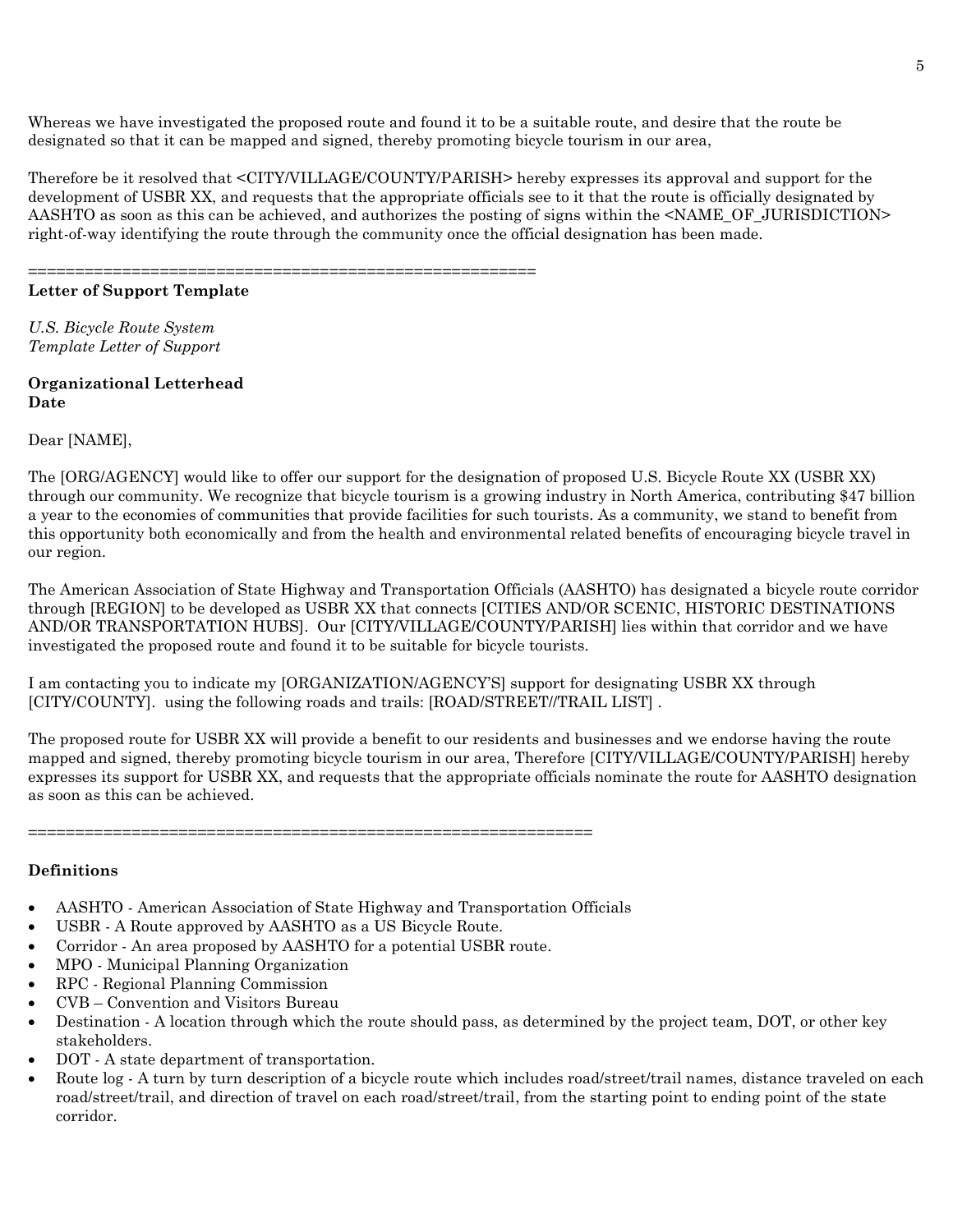Whereas we have investigated the proposed route and found it to be a suitable route, and desire that the route be designated so that it can be mapped and signed, thereby promoting bicycle tourism in our area,

Therefore be it resolved that <CITY/VILLAGE/COUNTY/PARISH> hereby expresses its approval and support for the development of USBR XX, and requests that the appropriate officials see to it that the route is officially designated by AASHTO as soon as this can be achieved, and authorizes the posting of signs within the <NAME_OF_JURISDICTION> right-of-way identifying the route through the community once the official designation has been made.

=====================================================

**Letter of Support Template**

*U.S. Bicycle Route System*
*Template Letter of Support*

**Organizational Letterhead**
**Date**

Dear [NAME],

The [ORG/AGENCY] would like to offer our support for the designation of proposed U.S. Bicycle Route XX (USBR XX) through our community. We recognize that bicycle tourism is a growing industry in North America, contributing $47 billion a year to the economies of communities that provide facilities for such tourists. As a community, we stand to benefit from this opportunity both economically and from the health and environmental related benefits of encouraging bicycle travel in our region.

The American Association of State Highway and Transportation Officials (AASHTO) has designated a bicycle route corridor through [REGION] to be developed as USBR XX that connects [CITIES AND/OR SCENIC, HISTORIC DESTINATIONS AND/OR TRANSPORTATION HUBS]. Our [CITY/VILLAGE/COUNTY/PARISH] lies within that corridor and we have investigated the proposed route and found it to be suitable for bicycle tourists.

I am contacting you to indicate my [ORGANIZATION/AGENCY'S] support for designating USBR XX through [CITY/COUNTY]. using the following roads and trails: [ROAD/STREET//TRAIL LIST] .

The proposed route for USBR XX will provide a benefit to our residents and businesses and we endorse having the route mapped and signed, thereby promoting bicycle tourism in our area, Therefore [CITY/VILLAGE/COUNTY/PARISH] hereby expresses its support for USBR XX, and requests that the appropriate officials nominate the route for AASHTO designation as soon as this can be achieved.

============================================================

**Definitions**

- AASHTO - American Association of State Highway and Transportation Officials
- USBR - A Route approved by AASHTO as a US Bicycle Route.
- Corridor - An area proposed by AASHTO for a potential USBR route.
- MPO - Municipal Planning Organization
- RPC - Regional Planning Commission
- CVB – Convention and Visitors Bureau
- Destination - A location through which the route should pass, as determined by the project team, DOT, or other key stakeholders.
- DOT - A state department of transportation.
- Route log - A turn by turn description of a bicycle route which includes road/street/trail names, distance traveled on each road/street/trail, and direction of travel on each road/street/trail, from the starting point to ending point of the state corridor.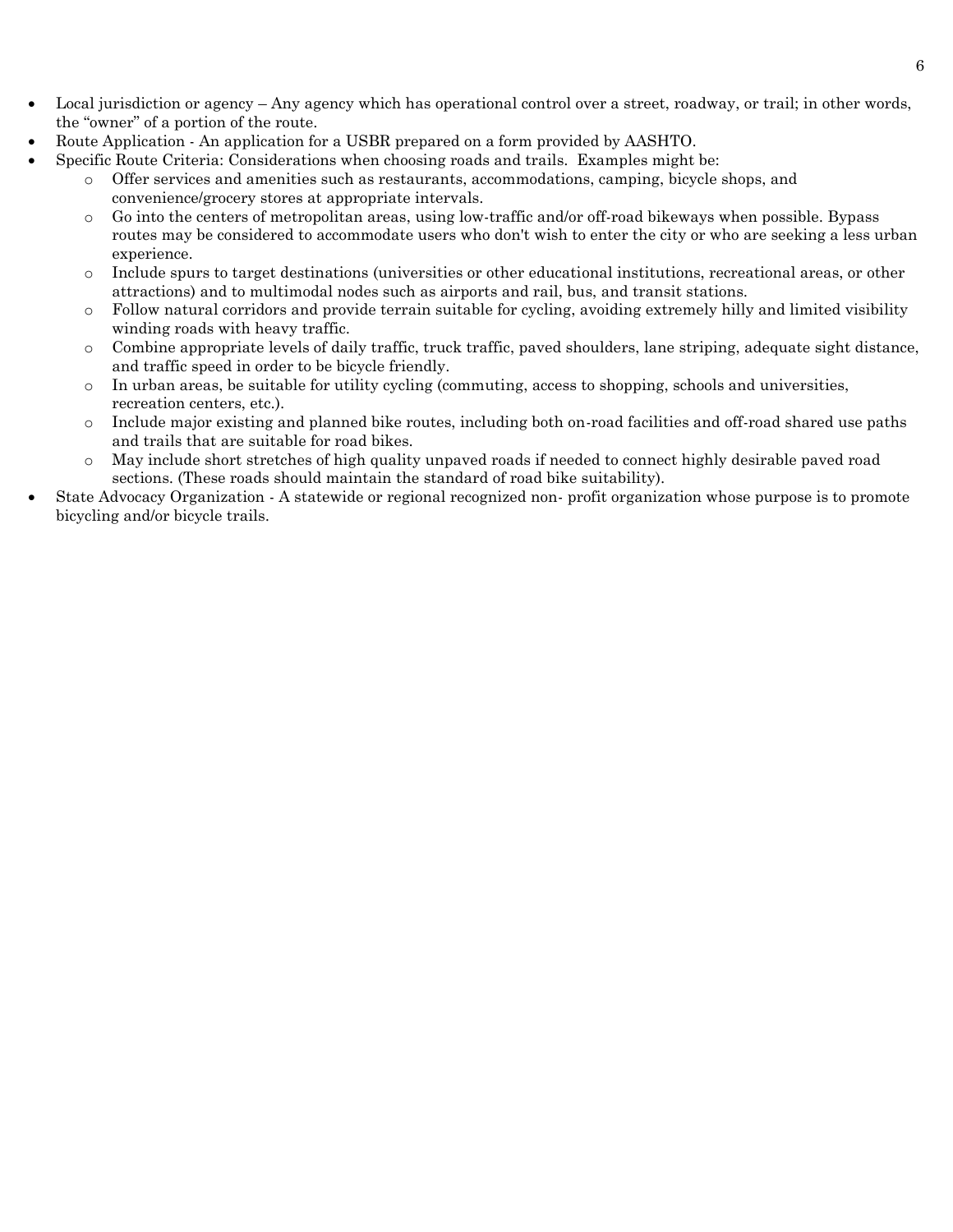- Local jurisdiction or agency – Any agency which has operational control over a street, roadway, or trail; in other words, the "owner" of a portion of the route.
- Route Application - An application for a USBR prepared on a form provided by AASHTO.
- Specific Route Criteria: Considerations when choosing roads and trails. Examples might be:
  - Offer services and amenities such as restaurants, accommodations, camping, bicycle shops, and convenience/grocery stores at appropriate intervals.
  - Go into the centers of metropolitan areas, using low-traffic and/or off-road bikeways when possible. Bypass routes may be considered to accommodate users who don't wish to enter the city or who are seeking a less urban experience.
  - Include spurs to target destinations (universities or other educational institutions, recreational areas, or other attractions) and to multimodal nodes such as airports and rail, bus, and transit stations.
  - Follow natural corridors and provide terrain suitable for cycling, avoiding extremely hilly and limited visibility winding roads with heavy traffic.
  - Combine appropriate levels of daily traffic, truck traffic, paved shoulders, lane striping, adequate sight distance, and traffic speed in order to be bicycle friendly.
  - In urban areas, be suitable for utility cycling (commuting, access to shopping, schools and universities, recreation centers, etc.).
  - Include major existing and planned bike routes, including both on-road facilities and off-road shared use paths and trails that are suitable for road bikes.
  - May include short stretches of high quality unpaved roads if needed to connect highly desirable paved road sections. (These roads should maintain the standard of road bike suitability).
- State Advocacy Organization - A statewide or regional recognized non- profit organization whose purpose is to promote bicycling and/or bicycle trails.